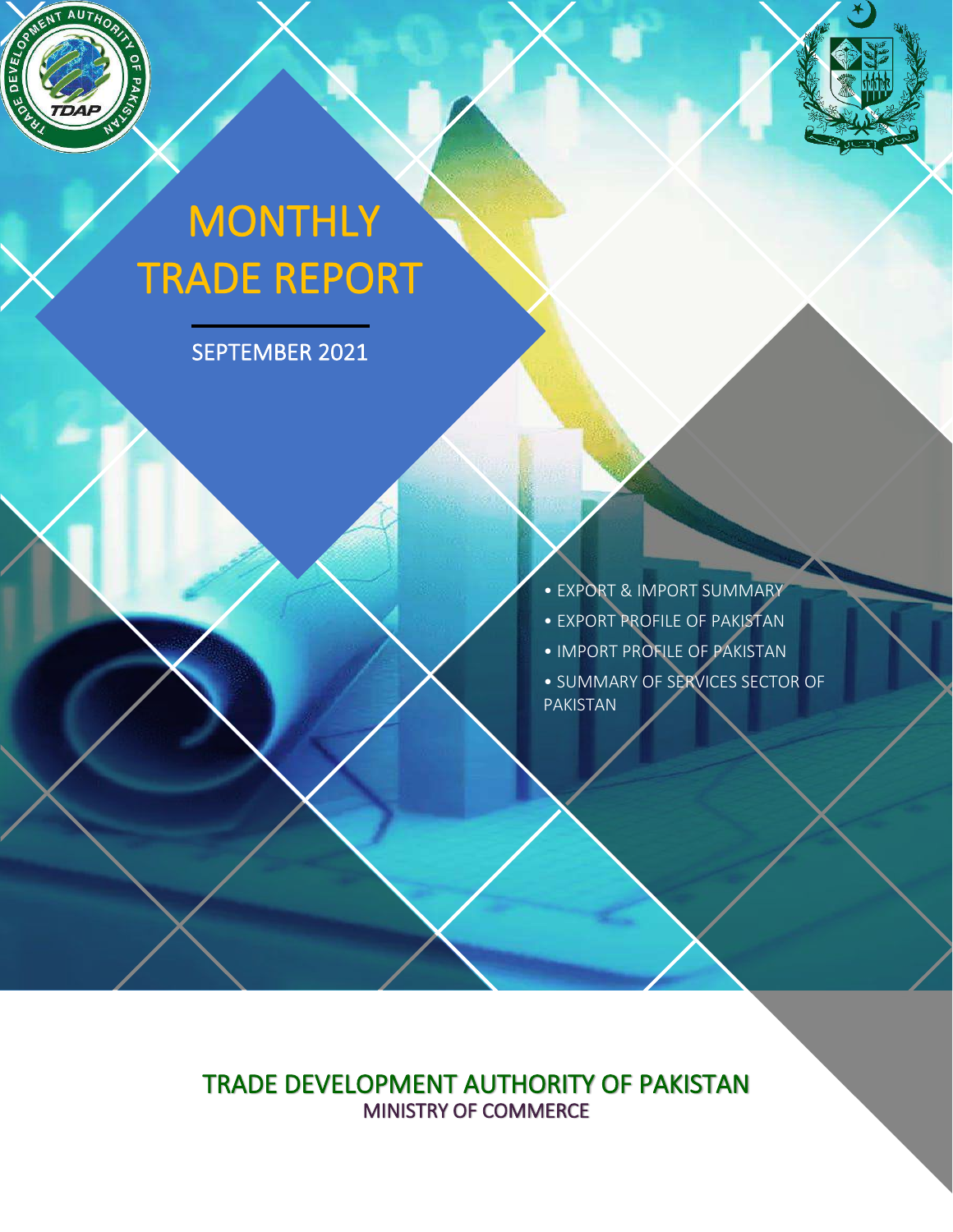# MONTHLY TRADE REPORT

SEPTEMBER 2021

- EXPORT & IMPORT SUMMARY
- EXPORT PROFILE OF PAKISTAN
- IMPORT PROFILE OF PAKISTAN
- SUMMARY OF SERVICES SECTOR OF PAKISTAN

TRADE DEVELOPMENT AUTHORITY OF PAKISTAN

MINISTRY OF COMMERCE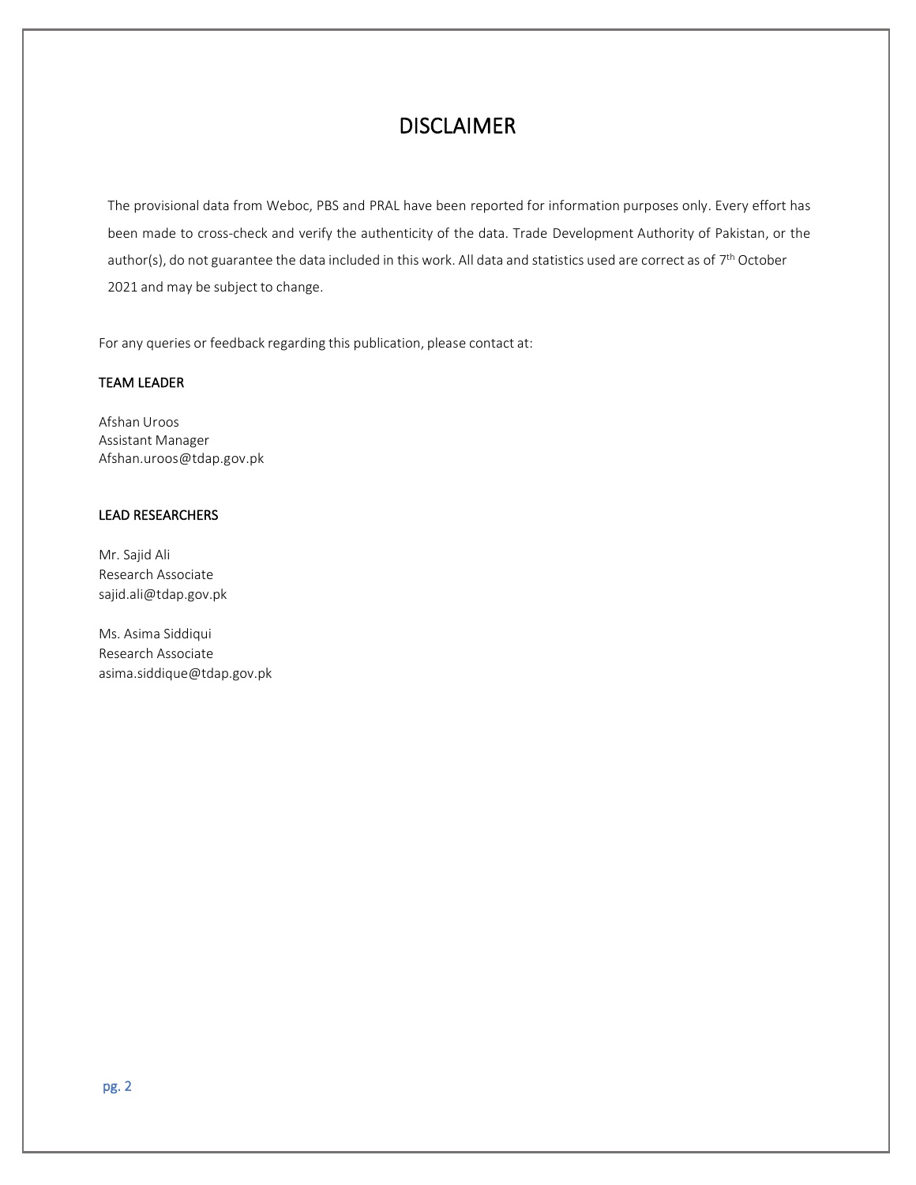# DISCLAIMER

The provisional data from Weboc, PBS and PRAL have been reported for information purposes only. Every effort has been made to cross-check and verify the authenticity of the data. Trade Development Authority of Pakistan, or the author(s), do not guarantee the data included in this work. All data and statistics used are correct as of 7th October 2021 and may be subject to change.

For any queries or feedback regarding this publication, please contact at:

### TEAM LEADER

Afshan Uroos
Assistant Manager
Afshan.uroos@tdap.gov.pk

### LEAD RESEARCHERS

Mr. Sajid Ali
Research Associate
sajid.ali@tdap.gov.pk

Ms. Asima Siddiqui
Research Associate
asima.siddique@tdap.gov.pk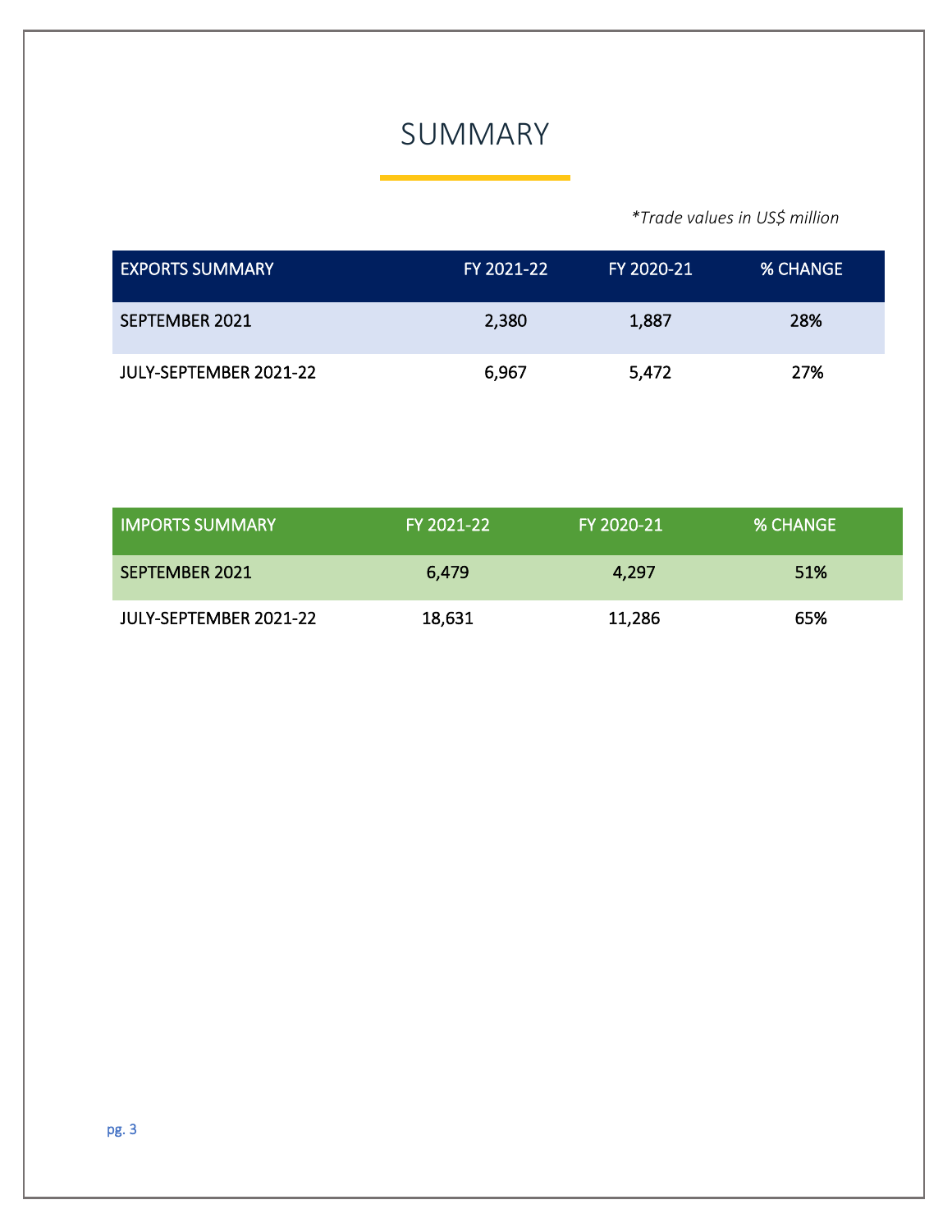# SUMMARY

*\*Trade values in US$ million*

| EXPORTS SUMMARY | FY 2021-22 | FY 2020-21 | % CHANGE |
|---|---|---|---|
| SEPTEMBER 2021 | 2,380 | 1,887 | 28% |
| JULY-SEPTEMBER 2021-22 | 6,967 | 5,472 | 27% |

| IMPORTS SUMMARY | FY 2021-22 | FY 2020-21 | % CHANGE |
|---|---|---|---|
| SEPTEMBER 2021 | 6,479 | 4,297 | 51% |
| JULY-SEPTEMBER 2021-22 | 18,631 | 11,286 | 65% |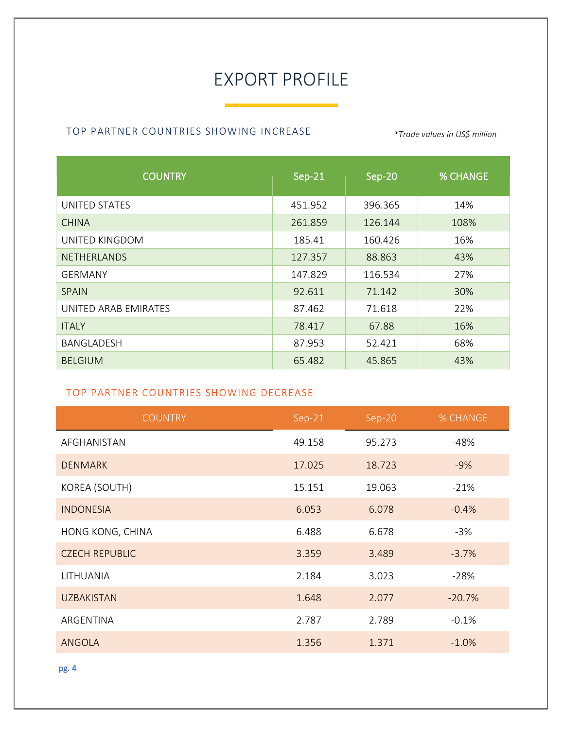# EXPORT PROFILE

## TOP PARTNER COUNTRIES SHOWING INCREASE

*\*Trade values in US$ million*

| COUNTRY | Sep-21 | Sep-20 | % CHANGE |
|---|---|---|---|
| UNITED STATES | 451.952 | 396.365 | 14% |
| CHINA | 261.859 | 126.144 | 108% |
| UNITED KINGDOM | 185.41 | 160.426 | 16% |
| NETHERLANDS | 127.357 | 88.863 | 43% |
| GERMANY | 147.829 | 116.534 | 27% |
| SPAIN | 92.611 | 71.142 | 30% |
| UNITED ARAB EMIRATES | 87.462 | 71.618 | 22% |
| ITALY | 78.417 | 67.88 | 16% |
| BANGLADESH | 87.953 | 52.421 | 68% |
| BELGIUM | 65.482 | 45.865 | 43% |

## TOP PARTNER COUNTRIES SHOWING DECREASE

| COUNTRY | Sep-21 | Sep-20 | % CHANGE |
|---|---|---|---|
| AFGHANISTAN | 49.158 | 95.273 | -48% |
| DENMARK | 17.025 | 18.723 | -9% |
| KOREA (SOUTH) | 15.151 | 19.063 | -21% |
| INDONESIA | 6.053 | 6.078 | -0.4% |
| HONG KONG, CHINA | 6.488 | 6.678 | -3% |
| CZECH REPUBLIC | 3.359 | 3.489 | -3.7% |
| LITHUANIA | 2.184 | 3.023 | -28% |
| UZBAKISTAN | 1.648 | 2.077 | -20.7% |
| ARGENTINA | 2.787 | 2.789 | -0.1% |
| ANGOLA | 1.356 | 1.371 | -1.0% |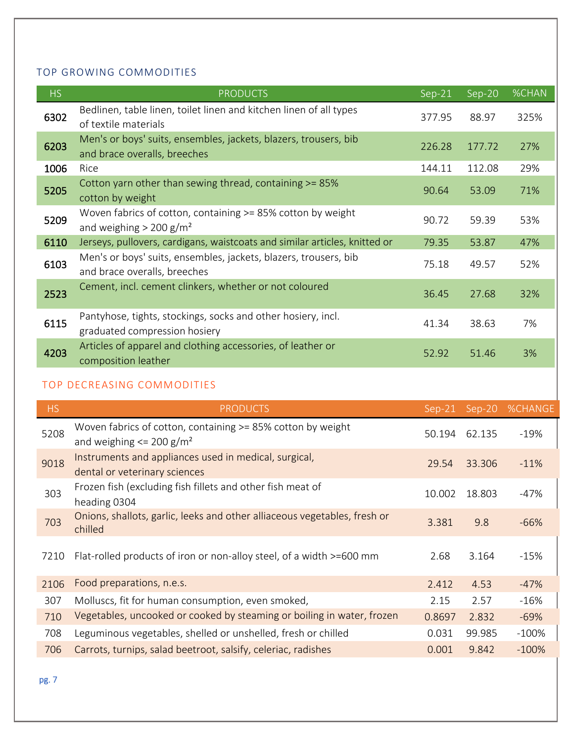## TOP GROWING COMMODITIES

| HS | PRODUCTS | Sep-21 | Sep-20 | %CHAN |
|---|---|---|---|---|
| 6302 | Bedlinen, table linen, toilet linen and kitchen linen of all types of textile materials | 377.95 | 88.97 | 325% |
| 6203 | Men's or boys' suits, ensembles, jackets, blazers, trousers, bib and brace overalls, breeches | 226.28 | 177.72 | 27% |
| 1006 | Rice | 144.11 | 112.08 | 29% |
| 5205 | Cotton yarn other than sewing thread, containing >= 85% cotton by weight | 90.64 | 53.09 | 71% |
| 5209 | Woven fabrics of cotton, containing >= 85% cotton by weight and weighing > 200 g/m² | 90.72 | 59.39 | 53% |
| 6110 | Jerseys, pullovers, cardigans, waistcoats and similar articles, knitted or | 79.35 | 53.87 | 47% |
| 6103 | Men's or boys' suits, ensembles, jackets, blazers, trousers, bib and brace overalls, breeches | 75.18 | 49.57 | 52% |
| 2523 | Cement, incl. cement clinkers, whether or not coloured | 36.45 | 27.68 | 32% |
| 6115 | Pantyhose, tights, stockings, socks and other hosiery, incl. graduated compression hosiery | 41.34 | 38.63 | 7% |
| 4203 | Articles of apparel and clothing accessories, of leather or composition leather | 52.92 | 51.46 | 3% |

## TOP DECREASING COMMODITIES

| HS | PRODUCTS | Sep-21 | Sep-20 | %CHANGE |
|---|---|---|---|---|
| 5208 | Woven fabrics of cotton, containing >= 85% cotton by weight and weighing <= 200 g/m² | 50.194 | 62.135 | -19% |
| 9018 | Instruments and appliances used in medical, surgical, dental or veterinary sciences | 29.54 | 33.306 | -11% |
| 303 | Frozen fish (excluding fish fillets and other fish meat of heading 0304 | 10.002 | 18.803 | -47% |
| 703 | Onions, shallots, garlic, leeks and other alliaceous vegetables, fresh or chilled | 3.381 | 9.8 | -66% |
| 7210 | Flat-rolled products of iron or non-alloy steel, of a width >=600 mm | 2.68 | 3.164 | -15% |
| 2106 | Food preparations, n.e.s. | 2.412 | 4.53 | -47% |
| 307 | Molluscs, fit for human consumption, even smoked, | 2.15 | 2.57 | -16% |
| 710 | Vegetables, uncooked or cooked by steaming or boiling in water, frozen | 0.8697 | 2.832 | -69% |
| 708 | Leguminous vegetables, shelled or unshelled, fresh or chilled | 0.031 | 99.985 | -100% |
| 706 | Carrots, turnips, salad beetroot, salsify, celeriac, radishes | 0.001 | 9.842 | -100% |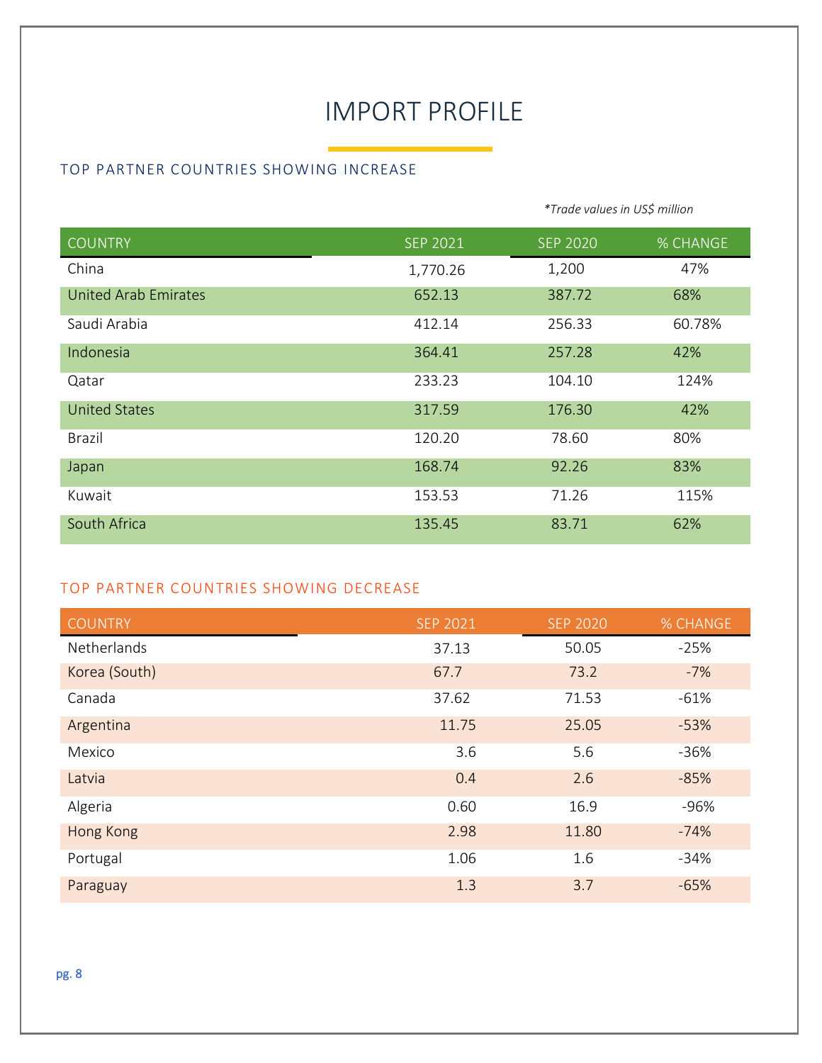# IMPORT PROFILE

## TOP PARTNER COUNTRIES SHOWING INCREASE

*\*Trade values in US$ million*

| COUNTRY | SEP 2021 | SEP 2020 | % CHANGE |
|---|---|---|---|
| China | 1,770.26 | 1,200 | 47% |
| United Arab Emirates | 652.13 | 387.72 | 68% |
| Saudi Arabia | 412.14 | 256.33 | 60.78% |
| Indonesia | 364.41 | 257.28 | 42% |
| Qatar | 233.23 | 104.10 | 124% |
| United States | 317.59 | 176.30 | 42% |
| Brazil | 120.20 | 78.60 | 80% |
| Japan | 168.74 | 92.26 | 83% |
| Kuwait | 153.53 | 71.26 | 115% |
| South Africa | 135.45 | 83.71 | 62% |

## TOP PARTNER COUNTRIES SHOWING DECREASE

| COUNTRY | SEP 2021 | SEP 2020 | % CHANGE |
|---|---|---|---|
| Netherlands | 37.13 | 50.05 | -25% |
| Korea (South) | 67.7 | 73.2 | -7% |
| Canada | 37.62 | 71.53 | -61% |
| Argentina | 11.75 | 25.05 | -53% |
| Mexico | 3.6 | 5.6 | -36% |
| Latvia | 0.4 | 2.6 | -85% |
| Algeria | 0.60 | 16.9 | -96% |
| Hong Kong | 2.98 | 11.80 | -74% |
| Portugal | 1.06 | 1.6 | -34% |
| Paraguay | 1.3 | 3.7 | -65% |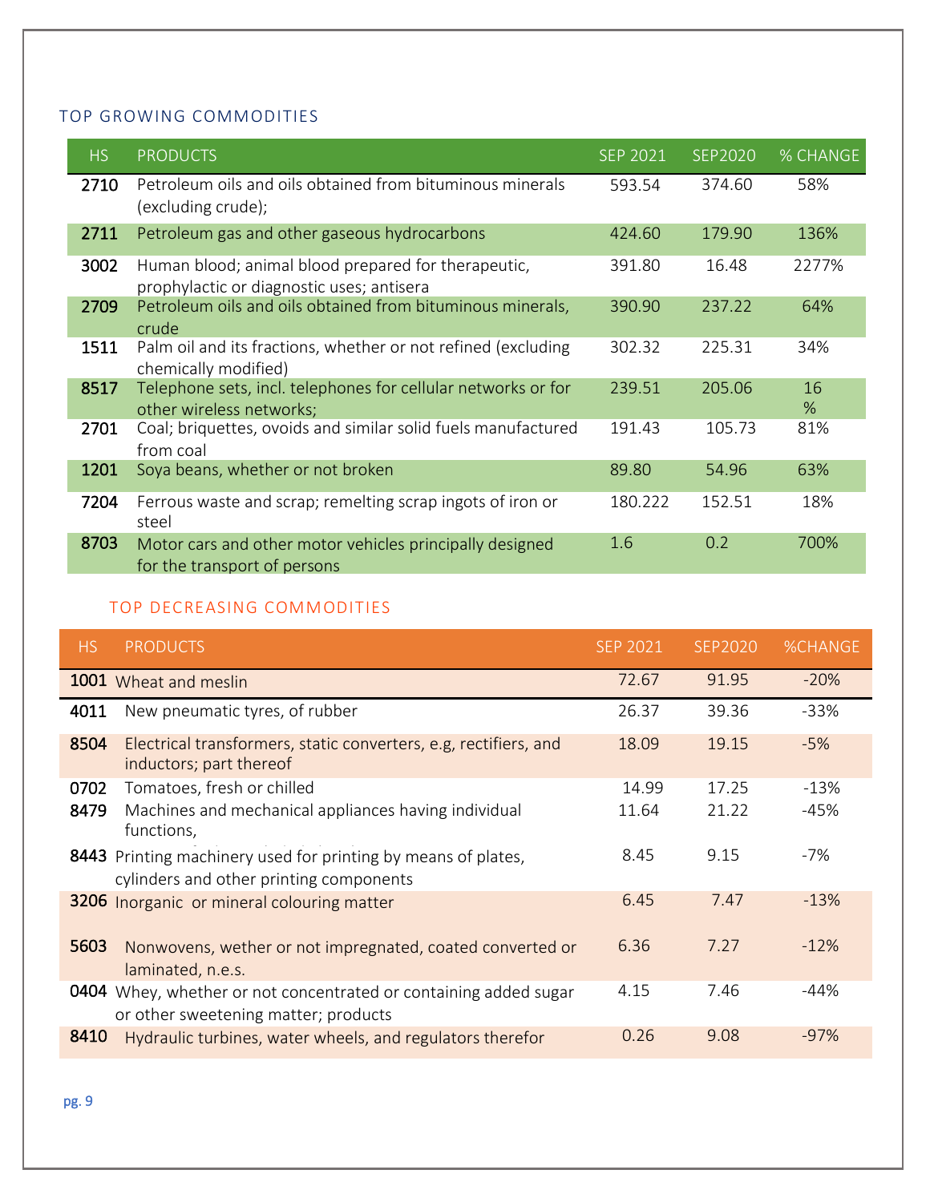## TOP GROWING COMMODITIES

| HS | PRODUCTS | SEP 2021 | SEP2020 | % CHANGE |
|---|---|---|---|---|
| 2710 | Petroleum oils and oils obtained from bituminous minerals (excluding crude); | 593.54 | 374.60 | 58% |
| 2711 | Petroleum gas and other gaseous hydrocarbons | 424.60 | 179.90 | 136% |
| 3002 | Human blood; animal blood prepared for therapeutic, prophylactic or diagnostic uses; antisera | 391.80 | 16.48 | 2277% |
| 2709 | Petroleum oils and oils obtained from bituminous minerals, crude | 390.90 | 237.22 | 64% |
| 1511 | Palm oil and its fractions, whether or not refined (excluding chemically modified) | 302.32 | 225.31 | 34% |
| 8517 | Telephone sets, incl. telephones for cellular networks or for other wireless networks; | 239.51 | 205.06 | 16 % |
| 2701 | Coal; briquettes, ovoids and similar solid fuels manufactured from coal | 191.43 | 105.73 | 81% |
| 1201 | Soya beans, whether or not broken | 89.80 | 54.96 | 63% |
| 7204 | Ferrous waste and scrap; remelting scrap ingots of iron or steel | 180.222 | 152.51 | 18% |
| 8703 | Motor cars and other motor vehicles principally designed for the transport of persons | 1.6 | 0.2 | 700% |

## TOP DECREASING COMMODITIES

| HS | PRODUCTS | SEP 2021 | SEP2020 | %CHANGE |
|---|---|---|---|---|
| 1001 | Wheat and meslin | 72.67 | 91.95 | -20% |
| 4011 | New pneumatic tyres, of rubber | 26.37 | 39.36 | -33% |
| 8504 | Electrical transformers, static converters, e.g, rectifiers, and inductors; part thereof | 18.09 | 19.15 | -5% |
| 0702 | Tomatoes, fresh or chilled | 14.99 | 17.25 | -13% |
| 8479 | Machines and mechanical appliances having individual functions, | 11.64 | 21.22 | -45% |
| 8443 | Printing machinery used for printing by means of plates, cylinders and other printing components | 8.45 | 9.15 | -7% |
| 3206 | Inorganic or mineral colouring matter | 6.45 | 7.47 | -13% |
| 5603 | Nonwovens, wether or not impregnated, coated converted or laminated, n.e.s. | 6.36 | 7.27 | -12% |
| 0404 | Whey, whether or not concentrated or containing added sugar or other sweetening matter; products | 4.15 | 7.46 | -44% |
| 8410 | Hydraulic turbines, water wheels, and regulators therefor | 0.26 | 9.08 | -97% |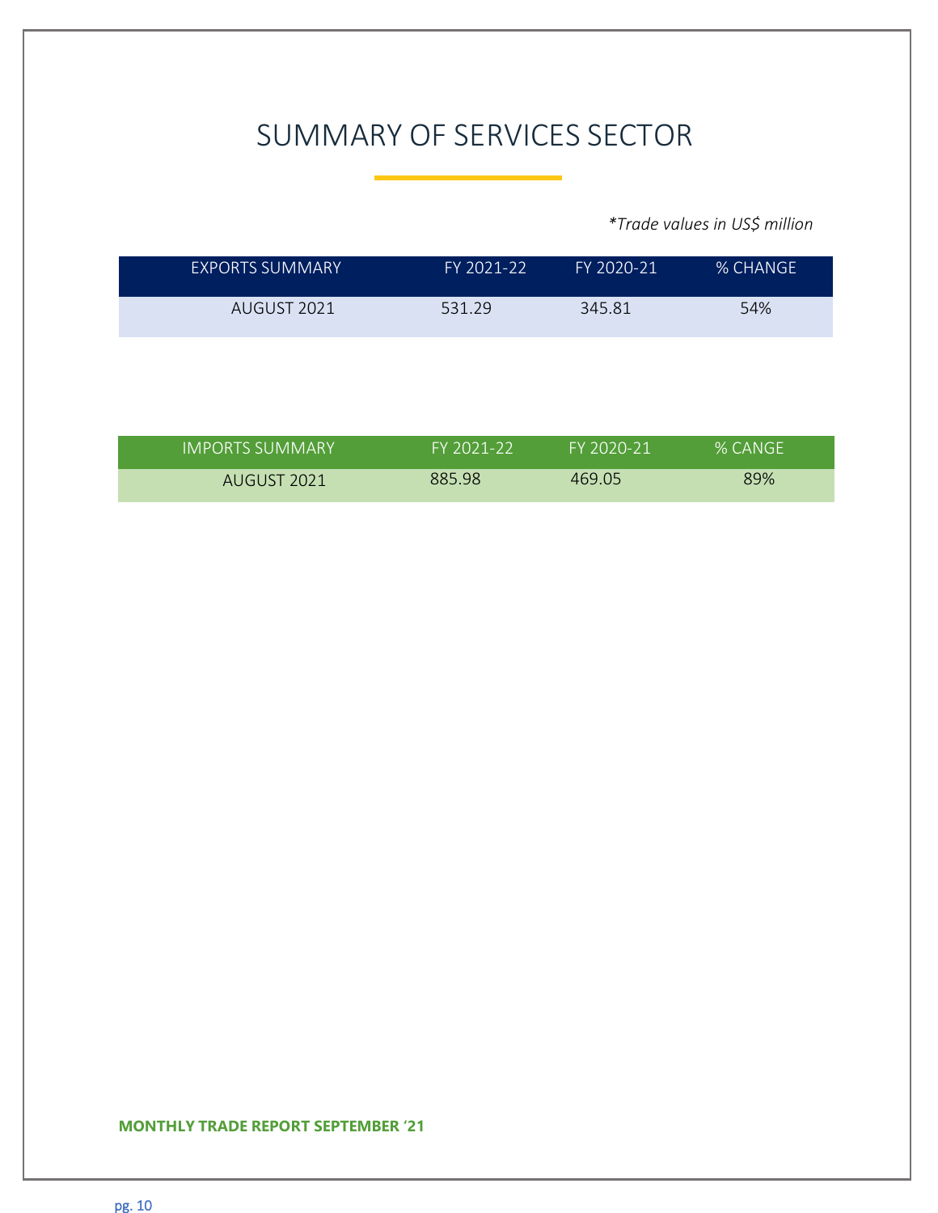# SUMMARY OF SERVICES SECTOR

*\*Trade values in US$ million*

| EXPORTS SUMMARY | FY 2021-22 | FY 2020-21 | % CHANGE |
|---|---|---|---|
| AUGUST 2021 | 531.29 | 345.81 | 54% |

| IMPORTS SUMMARY | FY 2021-22 | FY 2020-21 | % CANGE |
|---|---|---|---|
| AUGUST 2021 | 885.98 | 469.05 | 89% |

**MONTHLY TRADE REPORT SEPTEMBER '21**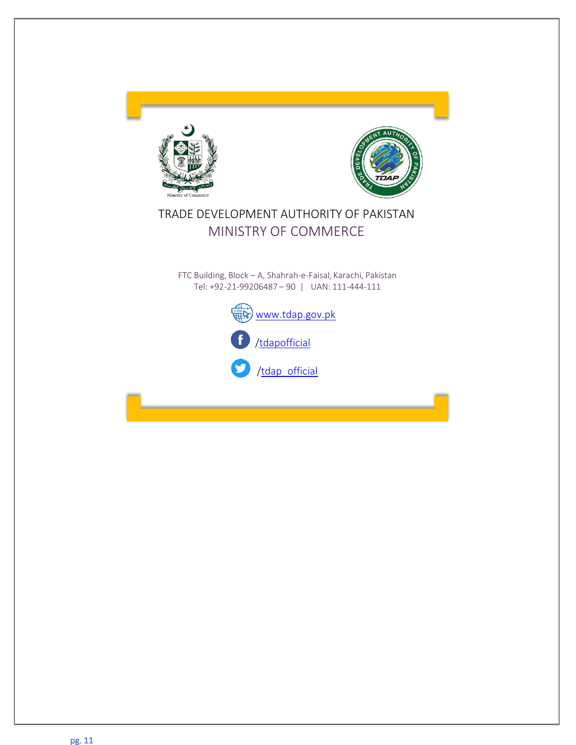Ministry of Commerce

TRADE DEVELOPMENT AUTHORITY OF PAKISTAN

MINISTRY OF COMMERCE

FTC Building, Block – A, Shahrah-e-Faisal, Karachi, Pakistan
Tel: +92-21-99206487 – 90 | UAN: 111-444-111

www.tdap.gov.pk

/tdapofficial

/tdap_official